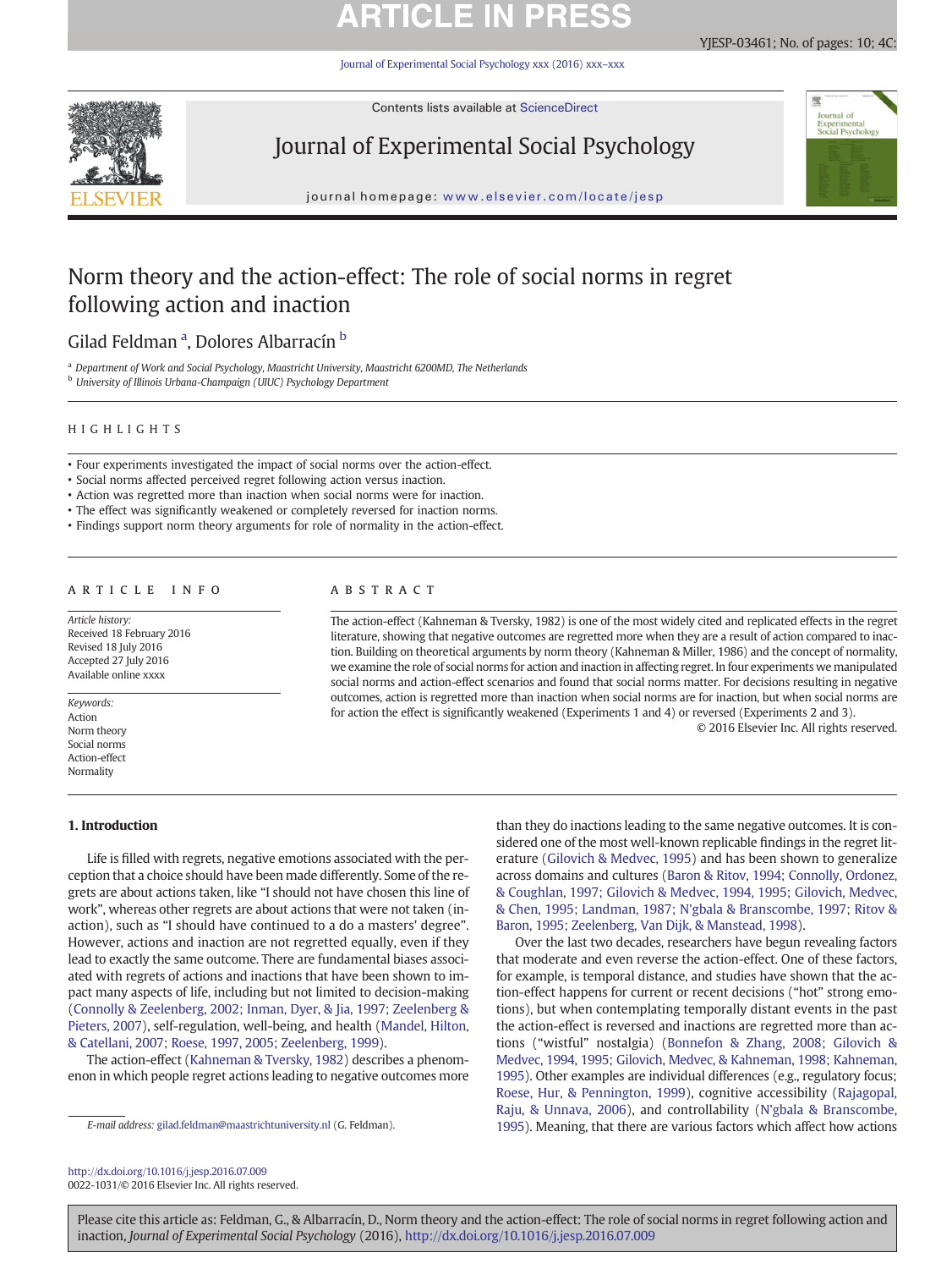# Norm theory and the action-effect: The role of social norms in regret following action and inaction

Gilad Feldman [a], Dolores Albarracín [b]

[a] Department of Work and Social Psychology, Maastricht University, Maastricht 6200MD, The Netherlands
[b] University of Illinois Urbana-Champaign (UIUC) Psychology Department

## HIGHLIGHTS

- Four experiments investigated the impact of social norms over the action-effect.
- Social norms affected perceived regret following action versus inaction.
- Action was regretted more than inaction when social norms were for inaction.
- The effect was significantly weakened or completely reversed for inaction norms.
- Findings support norm theory arguments for role of normality in the action-effect.

## ARTICLE INFO

*Article history:*
Received 18 February 2016
Revised 18 July 2016
Accepted 27 July 2016
Available online xxxx

*Keywords:*
Action
Norm theory
Social norms
Action-effect
Normality

## ABSTRACT

The action-effect (Kahneman & Tversky, 1982) is one of the most widely cited and replicated effects in the regret literature, showing that negative outcomes are regretted more when they are a result of action compared to inaction. Building on theoretical arguments by norm theory (Kahneman & Miller, 1986) and the concept of normality, we examine the role of social norms for action and inaction in affecting regret. In four experiments we manipulated social norms and action-effect scenarios and found that social norms matter. For decisions resulting in negative outcomes, action is regretted more than inaction when social norms are for inaction, but when social norms are for action the effect is significantly weakened (Experiments 1 and 4) or reversed (Experiments 2 and 3).

© 2016 Elsevier Inc. All rights reserved.

## 1. Introduction

Life is filled with regrets, negative emotions associated with the perception that a choice should have been made differently. Some of the regrets are about actions taken, like "I should not have chosen this line of work", whereas other regrets are about actions that were not taken (inaction), such as "I should have continued to a do a masters' degree". However, actions and inaction are not regretted equally, even if they lead to exactly the same outcome. There are fundamental biases associated with regrets of actions and inactions that have been shown to impact many aspects of life, including but not limited to decision-making (Connolly & Zeelenberg, 2002; Inman, Dyer, & Jia, 1997; Zeelenberg & Pieters, 2007), self-regulation, well-being, and health (Mandel, Hilton, & Catellani, 2007; Roese, 1997, 2005; Zeelenberg, 1999).

The action-effect (Kahneman & Tversky, 1982) describes a phenomenon in which people regret actions leading to negative outcomes more than they do inactions leading to the same negative outcomes. It is considered one of the most well-known replicable findings in the regret literature (Gilovich & Medvec, 1995) and has been shown to generalize across domains and cultures (Baron & Ritov, 1994; Connolly, Ordonez, & Coughlan, 1997; Gilovich & Medvec, 1994, 1995; Gilovich, Medvec, & Chen, 1995; Landman, 1987; N'gbala & Branscombe, 1997; Ritov & Baron, 1995; Zeelenberg, Van Dijk, & Manstead, 1998).

Over the last two decades, researchers have begun revealing factors that moderate and even reverse the action-effect. One of these factors, for example, is temporal distance, and studies have shown that the action-effect happens for current or recent decisions ("hot" strong emotions), but when contemplating temporally distant events in the past the action-effect is reversed and inactions are regretted more than actions ("wistful" nostalgia) (Bonnefon & Zhang, 2008; Gilovich & Medvec, 1994, 1995; Gilovich, Medvec, & Kahneman, 1998; Kahneman, 1995). Other examples are individual differences (e.g., regulatory focus; Roese, Hur, & Pennington, 1999), cognitive accessibility (Rajagopal, Raju, & Unnava, 2006), and controllability (N'gbala & Branscombe, 1995). Meaning, that there are various factors which affect how actions

E-mail address: gilad.feldman@maastrichtuniversity.nl (G. Feldman).

http://dx.doi.org/10.1016/j.jesp.2016.07.009
0022-1031/© 2016 Elsevier Inc. All rights reserved.

Please cite this article as: Feldman, G., & Albarracín, D., Norm theory and the action-effect: The role of social norms in regret following action and inaction, *Journal of Experimental Social Psychology* (2016), http://dx.doi.org/10.1016/j.jesp.2016.07.009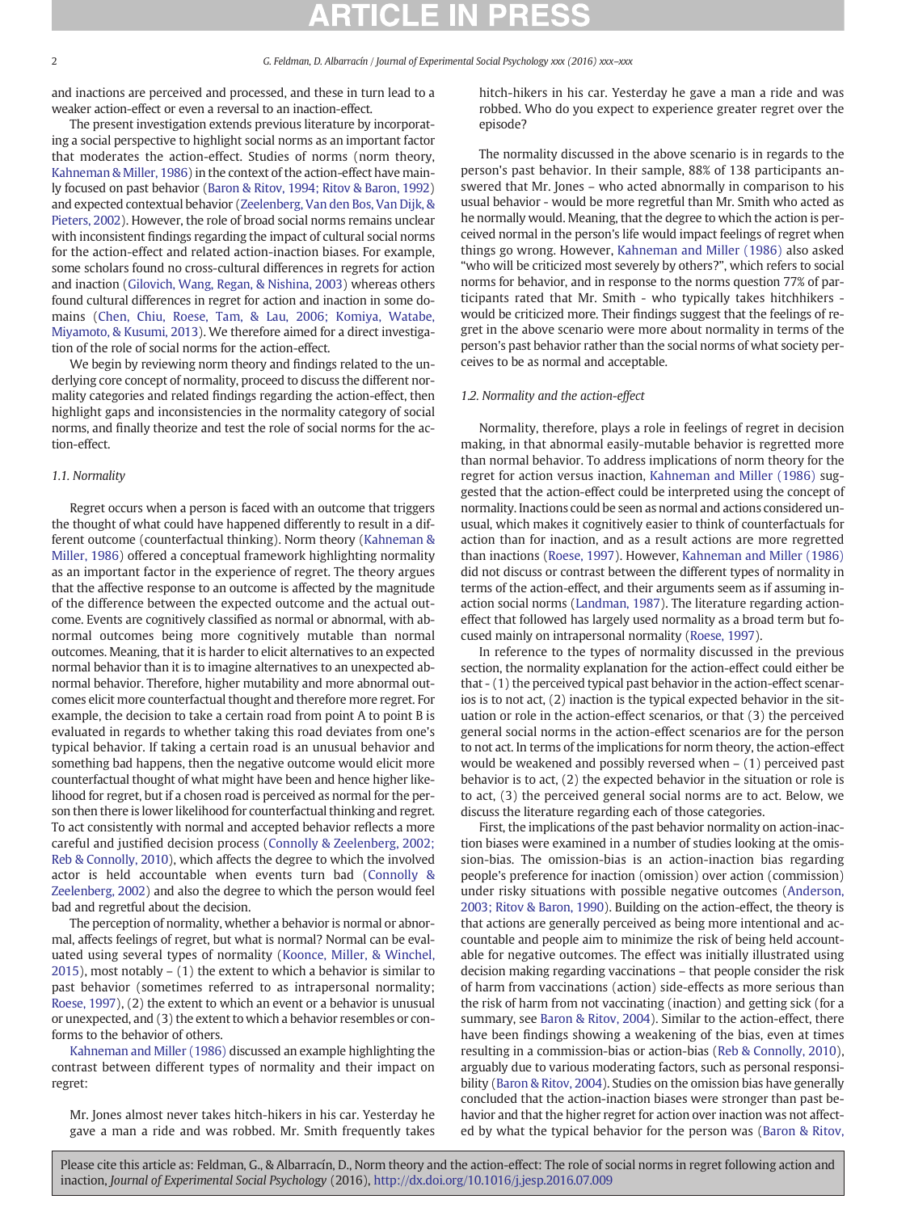and inactions are perceived and processed, and these in turn lead to a weaker action-effect or even a reversal to an inaction-effect.

The present investigation extends previous literature by incorporating a social perspective to highlight social norms as an important factor that moderates the action-effect. Studies of norms (norm theory, Kahneman & Miller, 1986) in the context of the action-effect have mainly focused on past behavior (Baron & Ritov, 1994; Ritov & Baron, 1992) and expected contextual behavior (Zeelenberg, Van den Bos, Van Dijk, & Pieters, 2002). However, the role of broad social norms remains unclear with inconsistent findings regarding the impact of cultural social norms for the action-effect and related action-inaction biases. For example, some scholars found no cross-cultural differences in regrets for action and inaction (Gilovich, Wang, Regan, & Nishina, 2003) whereas others found cultural differences in regret for action and inaction in some domains (Chen, Chiu, Roese, Tam, & Lau, 2006; Komiya, Watabe, Miyamoto, & Kusumi, 2013). We therefore aimed for a direct investigation of the role of social norms for the action-effect.

We begin by reviewing norm theory and findings related to the underlying core concept of normality, proceed to discuss the different normality categories and related findings regarding the action-effect, then highlight gaps and inconsistencies in the normality category of social norms, and finally theorize and test the role of social norms for the action-effect.

### 1.1. Normality

Regret occurs when a person is faced with an outcome that triggers the thought of what could have happened differently to result in a different outcome (counterfactual thinking). Norm theory (Kahneman & Miller, 1986) offered a conceptual framework highlighting normality as an important factor in the experience of regret. The theory argues that the affective response to an outcome is affected by the magnitude of the difference between the expected outcome and the actual outcome. Events are cognitively classified as normal or abnormal, with abnormal outcomes being more cognitively mutable than normal outcomes. Meaning, that it is harder to elicit alternatives to an expected normal behavior than it is to imagine alternatives to an unexpected abnormal behavior. Therefore, higher mutability and more abnormal outcomes elicit more counterfactual thought and therefore more regret. For example, the decision to take a certain road from point A to point B is evaluated in regards to whether taking this road deviates from one's typical behavior. If taking a certain road is an unusual behavior and something bad happens, then the negative outcome would elicit more counterfactual thought of what might have been and hence higher likelihood for regret, but if a chosen road is perceived as normal for the person then there is lower likelihood for counterfactual thinking and regret. To act consistently with normal and accepted behavior reflects a more careful and justified decision process (Connolly & Zeelenberg, 2002; Reb & Connolly, 2010), which affects the degree to which the involved actor is held accountable when events turn bad (Connolly & Zeelenberg, 2002) and also the degree to which the person would feel bad and regretful about the decision.

The perception of normality, whether a behavior is normal or abnormal, affects feelings of regret, but what is normal? Normal can be evaluated using several types of normality (Koonce, Miller, & Winchel, 2015), most notably – (1) the extent to which a behavior is similar to past behavior (sometimes referred to as intrapersonal normality; Roese, 1997), (2) the extent to which an event or a behavior is unusual or unexpected, and (3) the extent to which a behavior resembles or conforms to the behavior of others.

Kahneman and Miller (1986) discussed an example highlighting the contrast between different types of normality and their impact on regret:

> Mr. Jones almost never takes hitch-hikers in his car. Yesterday he gave a man a ride and was robbed. Mr. Smith frequently takes hitch-hikers in his car. Yesterday he gave a man a ride and was robbed. Who do you expect to experience greater regret over the episode?

The normality discussed in the above scenario is in regards to the person's past behavior. In their sample, 88% of 138 participants answered that Mr. Jones – who acted abnormally in comparison to his usual behavior - would be more regretful than Mr. Smith who acted as he normally would. Meaning, that the degree to which the action is perceived normal in the person's life would impact feelings of regret when things go wrong. However, Kahneman and Miller (1986) also asked "who will be criticized most severely by others?", which refers to social norms for behavior, and in response to the norms question 77% of participants rated that Mr. Smith - who typically takes hitchhikers - would be criticized more. Their findings suggest that the feelings of regret in the above scenario were more about normality in terms of the person's past behavior rather than the social norms of what society perceives to be as normal and acceptable.

### 1.2. Normality and the action-effect

Normality, therefore, plays a role in feelings of regret in decision making, in that abnormal easily-mutable behavior is regretted more than normal behavior. To address implications of norm theory for the regret for action versus inaction, Kahneman and Miller (1986) suggested that the action-effect could be interpreted using the concept of normality. Inactions could be seen as normal and actions considered unusual, which makes it cognitively easier to think of counterfactuals for action than for inaction, and as a result actions are more regretted than inactions (Roese, 1997). However, Kahneman and Miller (1986) did not discuss or contrast between the different types of normality in terms of the action-effect, and their arguments seem as if assuming inaction social norms (Landman, 1987). The literature regarding action-effect that followed has largely used normality as a broad term but focused mainly on intrapersonal normality (Roese, 1997).

In reference to the types of normality discussed in the previous section, the normality explanation for the action-effect could either be that - (1) the perceived typical past behavior in the action-effect scenarios is to not act, (2) inaction is the typical expected behavior in the situation or role in the action-effect scenarios, or that (3) the perceived general social norms in the action-effect scenarios are for the person to not act. In terms of the implications for norm theory, the action-effect would be weakened and possibly reversed when – (1) perceived past behavior is to act, (2) the expected behavior in the situation or role is to act, (3) the perceived general social norms are to act. Below, we discuss the literature regarding each of those categories.

First, the implications of the past behavior normality on action-inaction biases were examined in a number of studies looking at the omission-bias. The omission-bias is an action-inaction bias regarding people's preference for inaction (omission) over action (commission) under risky situations with possible negative outcomes (Anderson, 2003; Ritov & Baron, 1990). Building on the action-effect, the theory is that actions are generally perceived as being more intentional and accountable and people aim to minimize the risk of being held accountable for negative outcomes. The effect was initially illustrated using decision making regarding vaccinations – that people consider the risk of harm from vaccinations (action) side-effects as more serious than the risk of harm from not vaccinating (inaction) and getting sick (for a summary, see Baron & Ritov, 2004). Similar to the action-effect, there have been findings showing a weakening of the bias, even at times resulting in a commission-bias or action-bias (Reb & Connolly, 2010), arguably due to various moderating factors, such as personal responsibility (Baron & Ritov, 2004). Studies on the omission bias have generally concluded that the action-inaction biases were stronger than past behavior and that the higher regret for action over inaction was not affected by what the typical behavior for the person was (Baron & Ritov,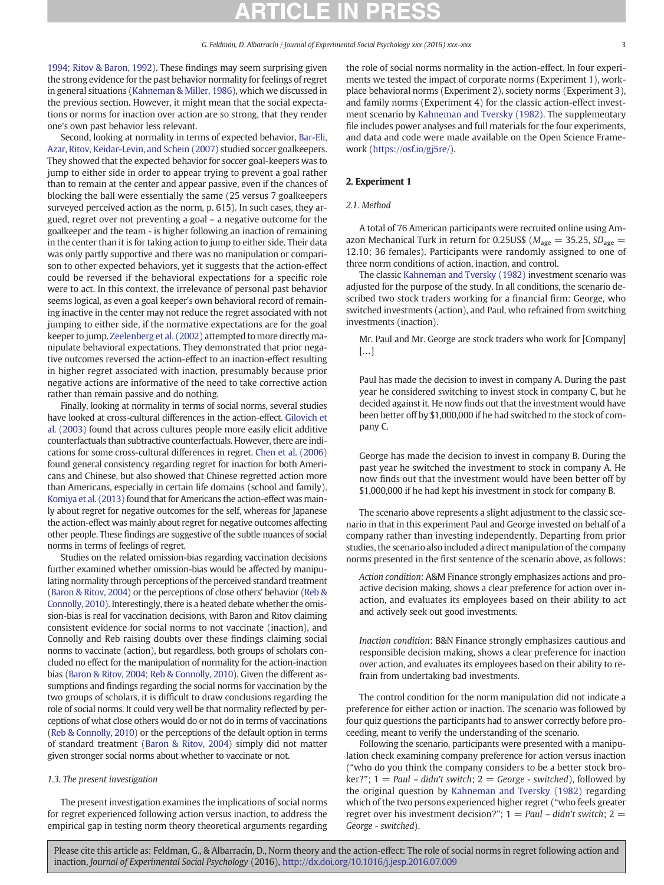1994; Ritov & Baron, 1992). These findings may seem surprising given the strong evidence for the past behavior normality for feelings of regret in general situations (Kahneman & Miller, 1986), which we discussed in the previous section. However, it might mean that the social expectations or norms for inaction over action are so strong, that they render one's own past behavior less relevant.

Second, looking at normality in terms of expected behavior, Bar-Eli, Azar, Ritov, Keidar-Levin, and Schein (2007) studied soccer goalkeepers. They showed that the expected behavior for soccer goal-keepers was to jump to either side in order to appear trying to prevent a goal rather than to remain at the center and appear passive, even if the chances of blocking the ball were essentially the same (25 versus 7 goalkeepers surveyed perceived action as the norm, p. 615). In such cases, they argued, regret over not preventing a goal – a negative outcome for the goalkeeper and the team - is higher following an inaction of remaining in the center than it is for taking action to jump to either side. Their data was only partly supportive and there was no manipulation or comparison to other expected behaviors, yet it suggests that the action-effect could be reversed if the behavioral expectations for a specific role were to act. In this context, the irrelevance of personal past behavior seems logical, as even a goal keeper's own behavioral record of remaining inactive in the center may not reduce the regret associated with not jumping to either side, if the normative expectations are for the goal keeper to jump. Zeelenberg et al. (2002) attempted to more directly manipulate behavioral expectations. They demonstrated that prior negative outcomes reversed the action-effect to an inaction-effect resulting in higher regret associated with inaction, presumably because prior negative actions are informative of the need to take corrective action rather than remain passive and do nothing.

Finally, looking at normality in terms of social norms, several studies have looked at cross-cultural differences in the action-effect. Gilovich et al. (2003) found that across cultures people more easily elicit additive counterfactuals than subtractive counterfactuals. However, there are indications for some cross-cultural differences in regret. Chen et al. (2006) found general consistency regarding regret for inaction for both Americans and Chinese, but also showed that Chinese regretted action more than Americans, especially in certain life domains (school and family). Komiya et al. (2013) found that for Americans the action-effect was mainly about regret for negative outcomes for the self, whereas for Japanese the action-effect was mainly about regret for negative outcomes affecting other people. These findings are suggestive of the subtle nuances of social norms in terms of feelings of regret.

Studies on the related omission-bias regarding vaccination decisions further examined whether omission-bias would be affected by manipulating normality through perceptions of the perceived standard treatment (Baron & Ritov, 2004) or the perceptions of close others' behavior (Reb & Connolly, 2010). Interestingly, there is a heated debate whether the omission-bias is real for vaccination decisions, with Baron and Ritov claiming consistent evidence for social norms to not vaccinate (inaction), and Connolly and Reb raising doubts over these findings claiming social norms to vaccinate (action), but regardless, both groups of scholars concluded no effect for the manipulation of normality for the action-inaction bias (Baron & Ritov, 2004; Reb & Connolly, 2010). Given the different assumptions and findings regarding the social norms for vaccination by the two groups of scholars, it is difficult to draw conclusions regarding the role of social norms. It could very well be that normality reflected by perceptions of what close others would do or not do in terms of vaccinations (Reb & Connolly, 2010) or the perceptions of the default option in terms of standard treatment (Baron & Ritov, 2004) simply did not matter given stronger social norms about whether to vaccinate or not.

### 1.3. The present investigation

The present investigation examines the implications of social norms for regret experienced following action versus inaction, to address the empirical gap in testing norm theory theoretical arguments regarding the role of social norms normality in the action-effect. In four experiments we tested the impact of corporate norms (Experiment 1), workplace behavioral norms (Experiment 2), society norms (Experiment 3), and family norms (Experiment 4) for the classic action-effect investment scenario by Kahneman and Tversky (1982). The supplementary file includes power analyses and full materials for the four experiments, and data and code were made available on the Open Science Framework (https://osf.io/gj5re/).

## 2. Experiment 1

### 2.1. Method

A total of 76 American participants were recruited online using Amazon Mechanical Turk in return for 0.25US\$ ($M_{age}$ = 35.25, $SD_{age}$ = 12.10; 36 females). Participants were randomly assigned to one of three norm conditions of action, inaction, and control.

The classic Kahneman and Tversky (1982) investment scenario was adjusted for the purpose of the study. In all conditions, the scenario described two stock traders working for a financial firm: George, who switched investments (action), and Paul, who refrained from switching investments (inaction).

> Mr. Paul and Mr. George are stock traders who work for [Company] […]
>
> Paul has made the decision to invest in company A. During the past year he considered switching to invest stock in company C, but he decided against it. He now finds out that the investment would have been better off by \$1,000,000 if he had switched to the stock of company C.
>
> George has made the decision to invest in company B. During the past year he switched the investment to stock in company A. He now finds out that the investment would have been better off by \$1,000,000 if he had kept his investment in stock for company B.

The scenario above represents a slight adjustment to the classic scenario in that in this experiment Paul and George invested on behalf of a company rather than investing independently. Departing from prior studies, the scenario also included a direct manipulation of the company norms presented in the first sentence of the scenario above, as follows:

> *Action condition*: A&M Finance strongly emphasizes actions and proactive decision making, shows a clear preference for action over inaction, and evaluates its employees based on their ability to act and actively seek out good investments.
>
> *Inaction condition*: B&N Finance strongly emphasizes cautious and responsible decision making, shows a clear preference for inaction over action, and evaluates its employees based on their ability to refrain from undertaking bad investments.

The control condition for the norm manipulation did not indicate a preference for either action or inaction. The scenario was followed by four quiz questions the participants had to answer correctly before proceeding, meant to verify the understanding of the scenario.

Following the scenario, participants were presented with a manipulation check examining company preference for action versus inaction ("who do you think the company considers to be a better stock broker?"; 1 = *Paul – didn't switch*; 2 = *George - switched*), followed by the original question by Kahneman and Tversky (1982) regarding which of the two persons experienced higher regret ("who feels greater regret over his investment decision?"; 1 = *Paul – didn't switch*; 2 = *George - switched*).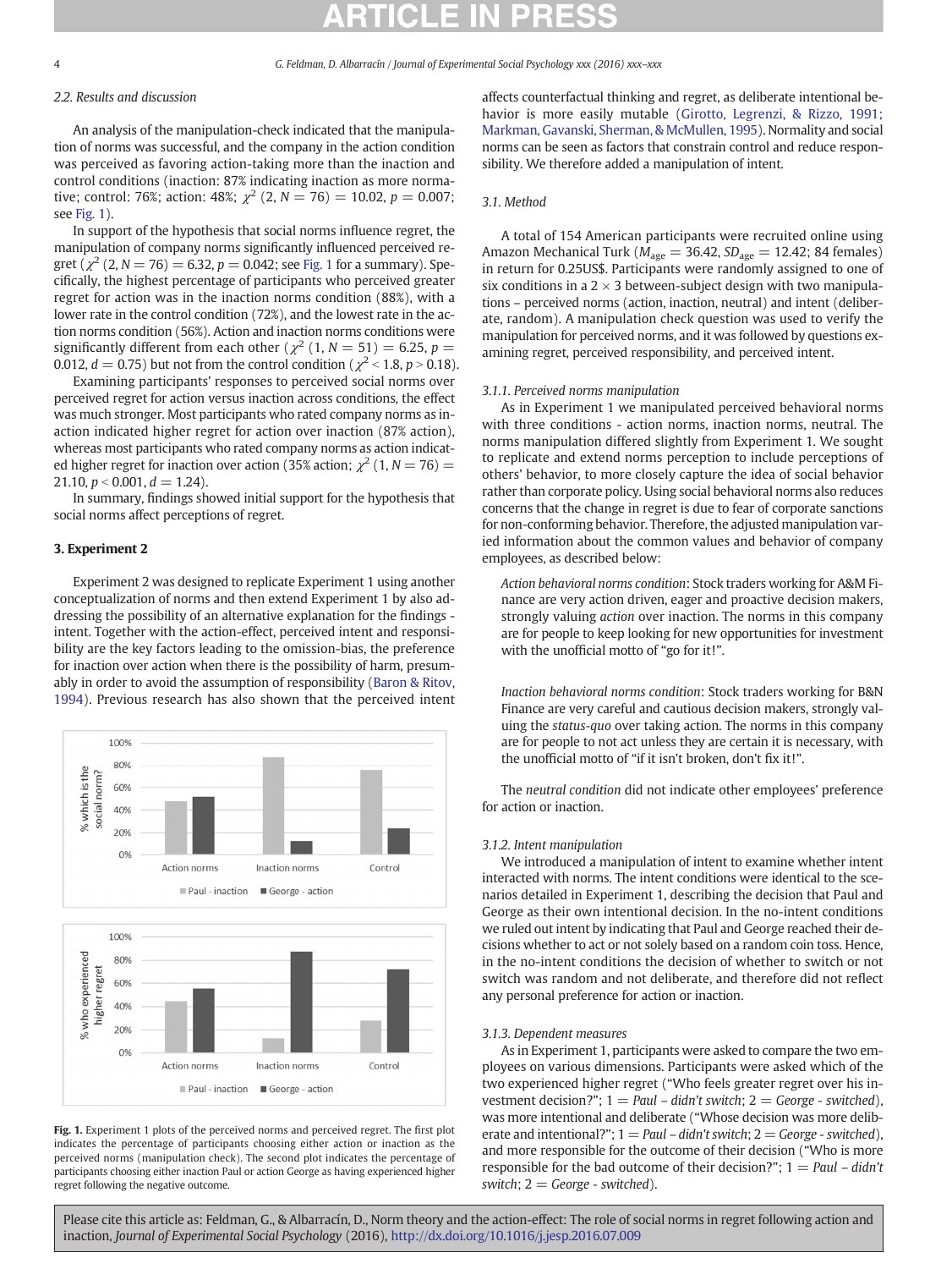### 2.2. Results and discussion

An analysis of the manipulation-check indicated that the manipulation of norms was successful, and the company in the action condition was perceived as favoring action-taking more than the inaction and control conditions (inaction: 87% indicating inaction as more normative; control: 76%; action: 48%; $\chi^2$ (2, $N = 76$) = 10.02, $p = 0.007$; see Fig. 1).

In support of the hypothesis that social norms influence regret, the manipulation of company norms significantly influenced perceived regret ($\chi^2$ (2, $N = 76$) = 6.32, $p = 0.042$; see Fig. 1 for a summary). Specifically, the highest percentage of participants who perceived greater regret for action was in the inaction norms condition (88%), with a lower rate in the control condition (72%), and the lowest rate in the action norms condition (56%). Action and inaction norms conditions were significantly different from each other ($\chi^2$ (1, $N = 51$) = 6.25, $p$ = 0.012, $d = 0.75$) but not from the control condition ($\chi^2 < 1.8$, $p > 0.18$).

Examining participants' responses to perceived social norms over perceived regret for action versus inaction across conditions, the effect was much stronger. Most participants who rated company norms as inaction indicated higher regret for action over inaction (87% action), whereas most participants who rated company norms as action indicated higher regret for inaction over action (35% action; $\chi^2$ (1, $N = 76$) = 21.10, $p < 0.001$, $d = 1.24$).

In summary, findings showed initial support for the hypothesis that social norms affect perceptions of regret.

## 3. Experiment 2

Experiment 2 was designed to replicate Experiment 1 using another conceptualization of norms and then extend Experiment 1 by also addressing the possibility of an alternative explanation for the findings - intent. Together with the action-effect, perceived intent and responsibility are the key factors leading to the omission-bias, the preference for inaction over action when there is the possibility of harm, presumably in order to avoid the assumption of responsibility (Baron & Ritov, 1994). Previous research has also shown that the perceived intent affects counterfactual thinking and regret, as deliberate intentional behavior is more easily mutable (Girotto, Legrenzi, & Rizzo, 1991; Markman, Gavanski, Sherman, & McMullen, 1995). Normality and social norms can be seen as factors that constrain control and reduce responsibility. We therefore added a manipulation of intent.

**Fig. 1.** Experiment 1 plots of the perceived norms and perceived regret. The first plot indicates the percentage of participants choosing either action or inaction as the perceived norms (manipulation check). The second plot indicates the percentage of participants choosing either inaction Paul or action George as having experienced higher regret following the negative outcome.

### 3.1. Method

A total of 154 American participants were recruited online using Amazon Mechanical Turk ($M_{age} = 36.42$, $SD_{age} = 12.42$; 84 females) in return for 0.25US$. Participants were randomly assigned to one of six conditions in a 2 × 3 between-subject design with two manipulations – perceived norms (action, inaction, neutral) and intent (deliberate, random). A manipulation check question was used to verify the manipulation for perceived norms, and it was followed by questions examining regret, perceived responsibility, and perceived intent.

#### 3.1.1. Perceived norms manipulation

As in Experiment 1 we manipulated perceived behavioral norms with three conditions - action norms, inaction norms, neutral. The norms manipulation differed slightly from Experiment 1. We sought to replicate and extend norms perception to include perceptions of others' behavior, to more closely capture the idea of social behavior rather than corporate policy. Using social behavioral norms also reduces concerns that the change in regret is due to fear of corporate sanctions for non-conforming behavior. Therefore, the adjusted manipulation varied information about the common values and behavior of company employees, as described below:

> *Action behavioral norms condition*: Stock traders working for A&M Finance are very action driven, eager and proactive decision makers, strongly valuing *action* over inaction. The norms in this company are for people to keep looking for new opportunities for investment with the unofficial motto of "go for it!".

> *Inaction behavioral norms condition*: Stock traders working for B&N Finance are very careful and cautious decision makers, strongly valuing the *status-quo* over taking action. The norms in this company are for people to not act unless they are certain it is necessary, with the unofficial motto of "if it isn't broken, don't fix it!".

The *neutral condition* did not indicate other employees' preference for action or inaction.

#### 3.1.2. Intent manipulation

We introduced a manipulation of intent to examine whether intent interacted with norms. The intent conditions were identical to the scenarios detailed in Experiment 1, describing the decision that Paul and George as their own intentional decision. In the no-intent conditions we ruled out intent by indicating that Paul and George reached their decisions whether to act or not solely based on a random coin toss. Hence, in the no-intent conditions the decision of whether to switch or not switch was random and not deliberate, and therefore did not reflect any personal preference for action or inaction.

#### 3.1.3. Dependent measures

As in Experiment 1, participants were asked to compare the two employees on various dimensions. Participants were asked which of the two experienced higher regret ("Who feels greater regret over his investment decision?"; 1 = *Paul – didn't switch*; 2 = *George - switched*), was more intentional and deliberate ("Whose decision was more deliberate and intentional?"; 1 = *Paul – didn't switch*; 2 = *George - switched*), and more responsible for the outcome of their decision ("Who is more responsible for the bad outcome of their decision?"; 1 = *Paul – didn't switch*; 2 = *George - switched*).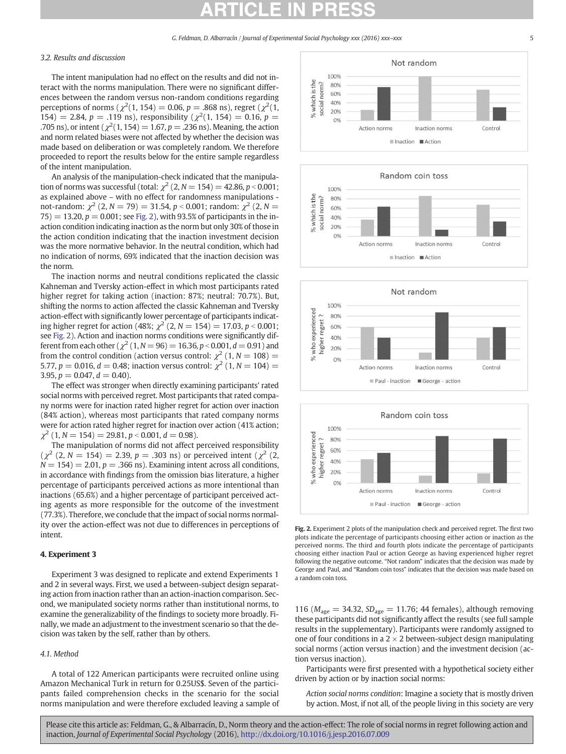### 3.2. Results and discussion

The intent manipulation had no effect on the results and did not interact with the norms manipulation. There were no significant differences between the random versus non-random conditions regarding perceptions of norms ($\chi^2$(1, 154) = 0.06, $p$ = .868 ns), regret ($\chi^2$(1, 154) = 2.84, $p$ = .119 ns), responsibility ($\chi^2$(1, 154) = 0.16, $p$ = .705 ns), or intent ($\chi^2$(1, 154) = 1.67, $p$ = .236 ns). Meaning, the action and norm related biases were not affected by whether the decision was made based on deliberation or was completely random. We therefore proceeded to report the results below for the entire sample regardless of the intent manipulation.

An analysis of the manipulation-check indicated that the manipulation of norms was successful (total: $\chi^2$ (2, $N$ = 154) = 42.86, $p$ < 0.001; as explained above – with no effect for randomness manipulations - not-random: $\chi^2$ (2, $N$ = 79) = 31.54, $p$ < 0.001; random: $\chi^2$ (2, $N$ = 75) = 13.20, $p$ = 0.001; see Fig. 2), with 93.5% of participants in the inaction condition indicating inaction as the norm but only 30% of those in the action condition indicating that the inaction investment decision was the more normative behavior. In the neutral condition, which had no indication of norms, 69% indicated that the inaction decision was the norm.

The inaction norms and neutral conditions replicated the classic Kahneman and Tversky action-effect in which most participants rated higher regret for taking action (inaction: 87%; neutral: 70.7%). But, shifting the norms to action affected the classic Kahneman and Tversky action-effect with significantly lower percentage of participants indicating higher regret for action (48%; $\chi^2$ (2, $N$ = 154) = 17.03, $p$ < 0.001; see Fig. 2). Action and inaction norms conditions were significantly different from each other ($\chi^2$ (1, $N$ = 96) = 16.36, $p$ < 0.001, $d$ = 0.91) and from the control condition (action versus control: $\chi^2$ (1, $N$ = 108) = 5.77, $p$ = 0.016, $d$ = 0.48; inaction versus control: $\chi^2$ (1, $N$ = 104) = 3.95, $p$ = 0.047, $d$ = 0.40).

The effect was stronger when directly examining participants' rated social norms with perceived regret. Most participants that rated company norms were for inaction rated higher regret for action over inaction (84% action), whereas most participants that rated company norms were for action rated higher regret for inaction over action (41% action; $\chi^2$ (1, $N$ = 154) = 29.81, $p$ < 0.001, $d$ = 0.98).

The manipulation of norms did not affect perceived responsibility ($\chi^2$ (2, $N$ = 154) = 2.39, $p$ = .303 ns) or perceived intent ($\chi^2$ (2, $N$ = 154) = 2.01, $p$ = .366 ns). Examining intent across all conditions, in accordance with findings from the omission bias literature, a higher percentage of participants perceived actions as more intentional than inactions (65.6%) and a higher percentage of participant perceived acting agents as more responsible for the outcome of the investment (77.3%). Therefore, we conclude that the impact of social norms normality over the action-effect was not due to differences in perceptions of intent.

Fig. 2. Experiment 2 plots of the manipulation check and perceived regret. The first two plots indicate the percentage of participants choosing either action or inaction as the perceived norms. The third and fourth plots indicate the percentage of participants choosing either inaction Paul or action George as having experienced higher regret following the negative outcome. "Not random" indicates that the decision was made by George and Paul, and "Random coin toss" indicates that the decision was made based on a random coin toss.

## 4. Experiment 3

Experiment 3 was designed to replicate and extend Experiments 1 and 2 in several ways. First, we used a between-subject design separating action from inaction rather than an action-inaction comparison. Second, we manipulated society norms rather than institutional norms, to examine the generalizability of the findings to society more broadly. Finally, we made an adjustment to the investment scenario so that the decision was taken by the self, rather than by others.

### 4.1. Method

A total of 122 American participants were recruited online using Amazon Mechanical Turk in return for 0.25US$. Seven of the participants failed comprehension checks in the scenario for the social norms manipulation and were therefore excluded leaving a sample of 116 ($M_{age}$ = 34.32, $SD_{age}$ = 11.76; 44 females), although removing these participants did not significantly affect the results (see full sample results in the supplementary). Participants were randomly assigned to one of four conditions in a 2 × 2 between-subject design manipulating social norms (action versus inaction) and the investment decision (action versus inaction).

Participants were first presented with a hypothetical society either driven by action or by inaction social norms:

*Action social norms condition*: Imagine a society that is mostly driven by action. Most, if not all, of the people living in this society are very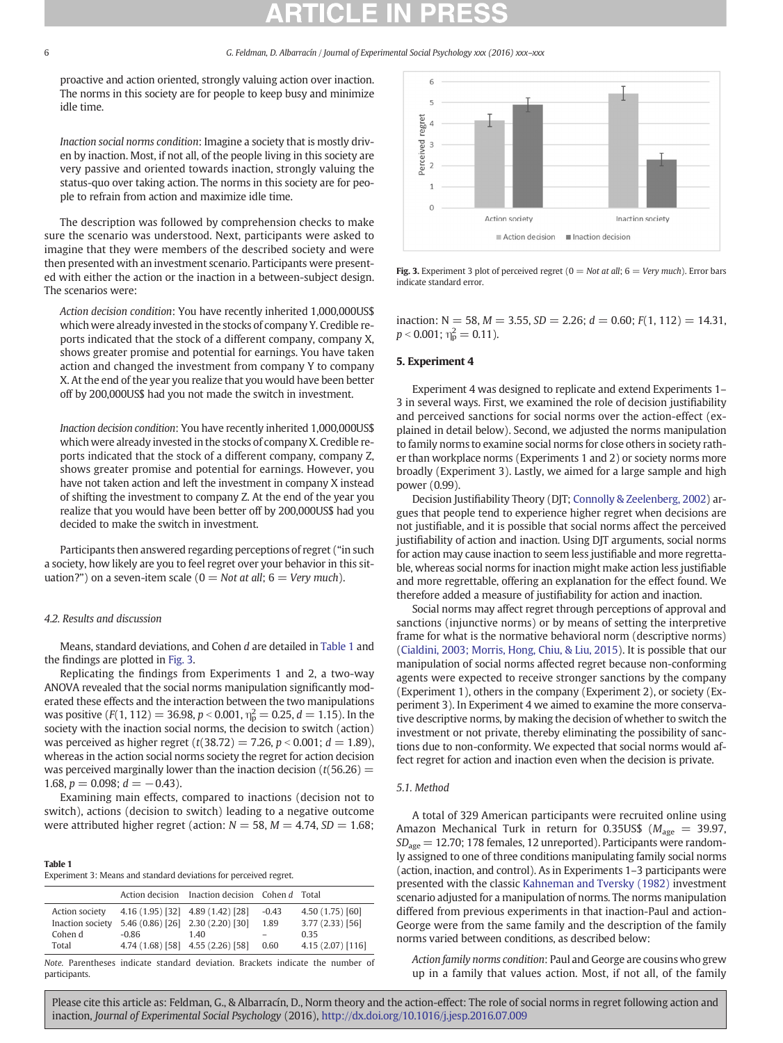proactive and action oriented, strongly valuing action over inaction. The norms in this society are for people to keep busy and minimize idle time.

*Inaction social norms condition*: Imagine a society that is mostly driven by inaction. Most, if not all, of the people living in this society are very passive and oriented towards inaction, strongly valuing the status-quo over taking action. The norms in this society are for people to refrain from action and maximize idle time.

The description was followed by comprehension checks to make sure the scenario was understood. Next, participants were asked to imagine that they were members of the described society and were then presented with an investment scenario. Participants were presented with either the action or the inaction in a between-subject design. The scenarios were:

*Action decision condition*: You have recently inherited 1,000,000US$ which were already invested in the stocks of company Y. Credible reports indicated that the stock of a different company, company X, shows greater promise and potential for earnings. You have taken action and changed the investment from company Y to company X. At the end of the year you realize that you would have been better off by 200,000US$ had you not made the switch in investment.

*Inaction decision condition*: You have recently inherited 1,000,000US$ which were already invested in the stocks of company X. Credible reports indicated that the stock of a different company, company Z, shows greater promise and potential for earnings. However, you have not taken action and left the investment in company X instead of shifting the investment to company Z. At the end of the year you realize that you would have been better off by 200,000US$ had you decided to make the switch in investment.

Participants then answered regarding perceptions of regret ("in such a society, how likely are you to feel regret over your behavior in this situation?") on a seven-item scale (0 = *Not at all*; 6 = *Very much*).

### 4.2. Results and discussion

Means, standard deviations, and Cohen *d* are detailed in Table 1 and the findings are plotted in Fig. 3.

Replicating the findings from Experiments 1 and 2, a two-way ANOVA revealed that the social norms manipulation significantly moderated these effects and the interaction between the two manipulations was positive ($F(1, 112) = 36.98$, $p < 0.001$, $\eta^2_p = 0.25$, $d = 1.15$). In the society with the inaction social norms, the decision to switch (action) was perceived as higher regret ($t(38.72) = 7.26$, $p < 0.001$; $d = 1.89$), whereas in the action social norms society the regret for action decision was perceived marginally lower than the inaction decision ($t(56.26) = 1.68$, $p = 0.098$; $d = -0.43$).

Examining main effects, compared to inactions (decision not to switch), actions (decision to switch) leading to a negative outcome were attributed higher regret (action: $N = 58$, $M = 4.74$, $SD = 1.68$; inaction: $N = 58$, $M = 3.55$, $SD = 2.26$; $d = 0.60$; $F(1, 112) = 14.31$, $p < 0.001$; $\eta^2_p = 0.11$).

**Table 1**
Experiment 3: Means and standard deviations for perceived regret.

| | Action decision | Inaction decision | Cohen *d* | Total |
|---|---|---|---|---|
| Action society | 4.16 (1.95) [32] | 4.89 (1.42) [28] | -0.43 | 4.50 (1.75) [60] |
| Inaction society | 5.46 (0.86) [26] | 2.30 (2.20) [30] | 1.89 | 3.77 (2.33) [56] |
| Cohen d | -0.86 | 1.40 | – | 0.35 |
| Total | 4.74 (1.68) [58] | 4.55 (2.26) [58] | 0.60 | 4.15 (2.07) [116] |

*Note.* Parentheses indicate standard deviation. Brackets indicate the number of participants.

**Fig. 3.** Experiment 3 plot of perceived regret (0 = *Not at all*; 6 = *Very much*). Error bars indicate standard error.

## 5. Experiment 4

Experiment 4 was designed to replicate and extend Experiments 1–3 in several ways. First, we examined the role of decision justifiability and perceived sanctions for social norms over the action-effect (explained in detail below). Second, we adjusted the norms manipulation to family norms to examine social norms for close others in society rather than workplace norms (Experiments 1 and 2) or society norms more broadly (Experiment 3). Lastly, we aimed for a large sample and high power (0.99).

Decision Justifiability Theory (DJT; Connolly & Zeelenberg, 2002) argues that people tend to experience higher regret when decisions are not justifiable, and it is possible that social norms affect the perceived justifiability of action and inaction. Using DJT arguments, social norms for action may cause inaction to seem less justifiable and more regrettable, whereas social norms for inaction might make action less justifiable and more regrettable, offering an explanation for the effect found. We therefore added a measure of justifiability for action and inaction.

Social norms may affect regret through perceptions of approval and sanctions (injunctive norms) or by means of setting the interpretive frame for what is the normative behavioral norm (descriptive norms) (Cialdini, 2003; Morris, Hong, Chiu, & Liu, 2015). It is possible that our manipulation of social norms affected regret because non-conforming agents were expected to receive stronger sanctions by the company (Experiment 1), others in the company (Experiment 2), or society (Experiment 3). In Experiment 4 we aimed to examine the more conservative descriptive norms, by making the decision of whether to switch the investment or not private, thereby eliminating the possibility of sanctions due to non-conformity. We expected that social norms would affect regret for action and inaction even when the decision is private.

### 5.1. Method

A total of 329 American participants were recruited online using Amazon Mechanical Turk in return for 0.35US$ ($M_{age} = 39.97$, $SD_{age} = 12.70$; 178 females, 12 unreported). Participants were randomly assigned to one of three conditions manipulating family social norms (action, inaction, and control). As in Experiments 1–3 participants were presented with the classic Kahneman and Tversky (1982) investment scenario adjusted for a manipulation of norms. The norms manipulation differed from previous experiments in that inaction-Paul and action-George were from the same family and the description of the family norms varied between conditions, as described below:

*Action family norms condition*: Paul and George are cousins who grew up in a family that values action. Most, if not all, of the family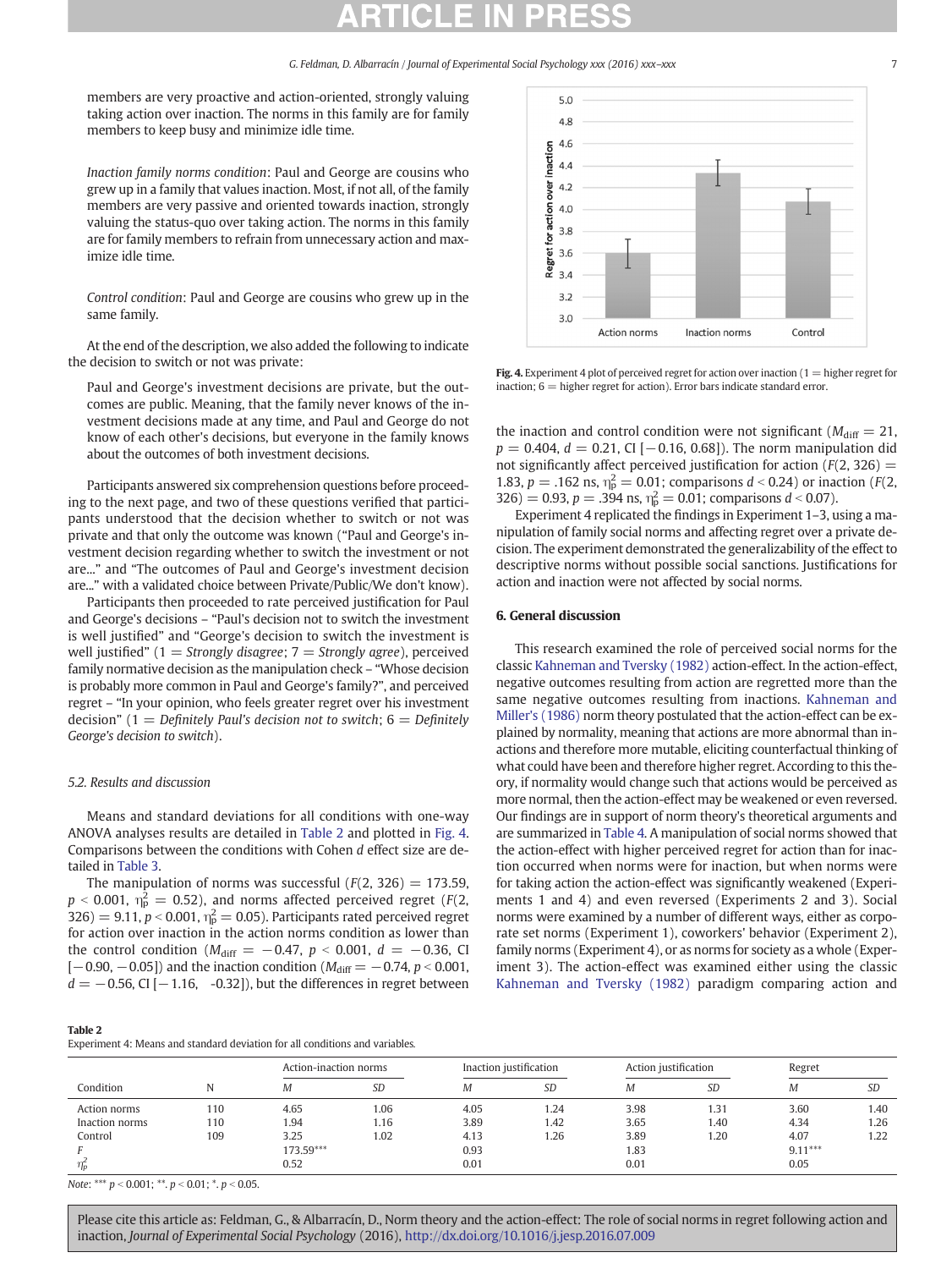members are very proactive and action-oriented, strongly valuing taking action over inaction. The norms in this family are for family members to keep busy and minimize idle time.

*Inaction family norms condition*: Paul and George are cousins who grew up in a family that values inaction. Most, if not all, of the family members are very passive and oriented towards inaction, strongly valuing the status-quo over taking action. The norms in this family are for family members to refrain from unnecessary action and maximize idle time.

*Control condition*: Paul and George are cousins who grew up in the same family.

At the end of the description, we also added the following to indicate the decision to switch or not was private:

Paul and George's investment decisions are private, but the outcomes are public. Meaning, that the family never knows of the investment decisions made at any time, and Paul and George do not know of each other's decisions, but everyone in the family knows about the outcomes of both investment decisions.

Participants answered six comprehension questions before proceeding to the next page, and two of these questions verified that participants understood that the decision whether to switch or not was private and that only the outcome was known ("Paul and George's investment decision regarding whether to switch the investment or not are..." and "The outcomes of Paul and George's investment decision are..." with a validated choice between Private/Public/We don't know).

Participants then proceeded to rate perceived justification for Paul and George's decisions – "Paul's decision not to switch the investment is well justified" and "George's decision to switch the investment is well justified" (1 = *Strongly disagree*; 7 = *Strongly agree*), perceived family normative decision as the manipulation check – "Whose decision is probably more common in Paul and George's family?", and perceived regret – "In your opinion, who feels greater regret over his investment decision" (1 = *Definitely Paul's decision not to switch*; 6 = *Definitely George's decision to switch*).

### 5.2. Results and discussion

Means and standard deviations for all conditions with one-way ANOVA analyses results are detailed in Table 2 and plotted in Fig. 4. Comparisons between the conditions with Cohen *d* effect size are detailed in Table 3.

The manipulation of norms was successful ($F(2, 326) = 173.59$, $p < 0.001$, $\eta_p^2 = 0.52$), and norms affected perceived regret ($F(2, 326) = 9.11$, $p < 0.001$, $\eta_p^2 = 0.05$). Participants rated perceived regret for action over inaction in the action norms condition as lower than the control condition ($M_{\text{diff}} = -0.47$, $p < 0.001$, $d = -0.36$, CI [−0.90, −0.05]) and the inaction condition ($M_{\text{diff}} = -0.74$, $p < 0.001$, $d = -0.56$, CI [−1.16, -0.32]), but the differences in regret between the inaction and control condition were not significant ($M_{\text{diff}} = 21$, $p = 0.404$, $d = 0.21$, CI [−0.16, 0.68]). The norm manipulation did not significantly affect perceived justification for action ($F(2, 326) = 1.83$, $p = .162$ ns, $\eta_p^2 = 0.01$; comparisons $d < 0.24$) or inaction ($F(2, 326) = 0.93$, $p = .394$ ns, $\eta_p^2 = 0.01$; comparisons $d < 0.07$).

Experiment 4 replicated the findings in Experiment 1–3, using a manipulation of family social norms and affecting regret over a private decision. The experiment demonstrated the generalizability of the effect to descriptive norms without possible social sanctions. Justifications for action and inaction were not affected by social norms.

Fig. 4. Experiment 4 plot of perceived regret for action over inaction (1 = higher regret for inaction; 6 = higher regret for action). Error bars indicate standard error.

## 6. General discussion

This research examined the role of perceived social norms for the classic Kahneman and Tversky (1982) action-effect. In the action-effect, negative outcomes resulting from action are regretted more than the same negative outcomes resulting from inactions. Kahneman and Miller's (1986) norm theory postulated that the action-effect can be explained by normality, meaning that actions are more abnormal than inactions and therefore more mutable, eliciting counterfactual thinking of what could have been and therefore higher regret. According to this theory, if normality would change such that actions would be perceived as more normal, then the action-effect may be weakened or even reversed. Our findings are in support of norm theory's theoretical arguments and are summarized in Table 4. A manipulation of social norms showed that the action-effect with higher perceived regret for action than for inaction occurred when norms were for inaction, but when norms were for taking action the action-effect was significantly weakened (Experiments 1 and 4) and even reversed (Experiments 2 and 3). Social norms were examined by a number of different ways, either as corporate set norms (Experiment 1), coworkers' behavior (Experiment 2), family norms (Experiment 4), or as norms for society as a whole (Experiment 3). The action-effect was examined either using the classic Kahneman and Tversky (1982) paradigm comparing action and

**Table 2**
Experiment 4: Means and standard deviation for all conditions and variables.

| Condition | N | Action-inaction norms | | Inaction justification | | Action justification | | Regret | |
|---|---|---|---|---|---|---|---|---|---|
| | | *M* | *SD* | *M* | *SD* | *M* | *SD* | *M* | *SD* |
| Action norms | 110 | 4.65 | 1.06 | 4.05 | 1.24 | 3.98 | 1.31 | 3.60 | 1.40 |
| Inaction norms | 110 | 1.94 | 1.16 | 3.89 | 1.42 | 3.65 | 1.40 | 4.34 | 1.26 |
| Control | 109 | 3.25 | 1.02 | 4.13 | 1.26 | 3.89 | 1.20 | 4.07 | 1.22 |
| *F* | | 173.59*** | | 0.93 | | 1.83 | | 9.11*** | |
| $\eta_p^2$ | | 0.52 | | 0.01 | | 0.01 | | 0.05 | |

*Note*: *** $p < 0.001$; **. $p < 0.01$; *. $p < 0.05$.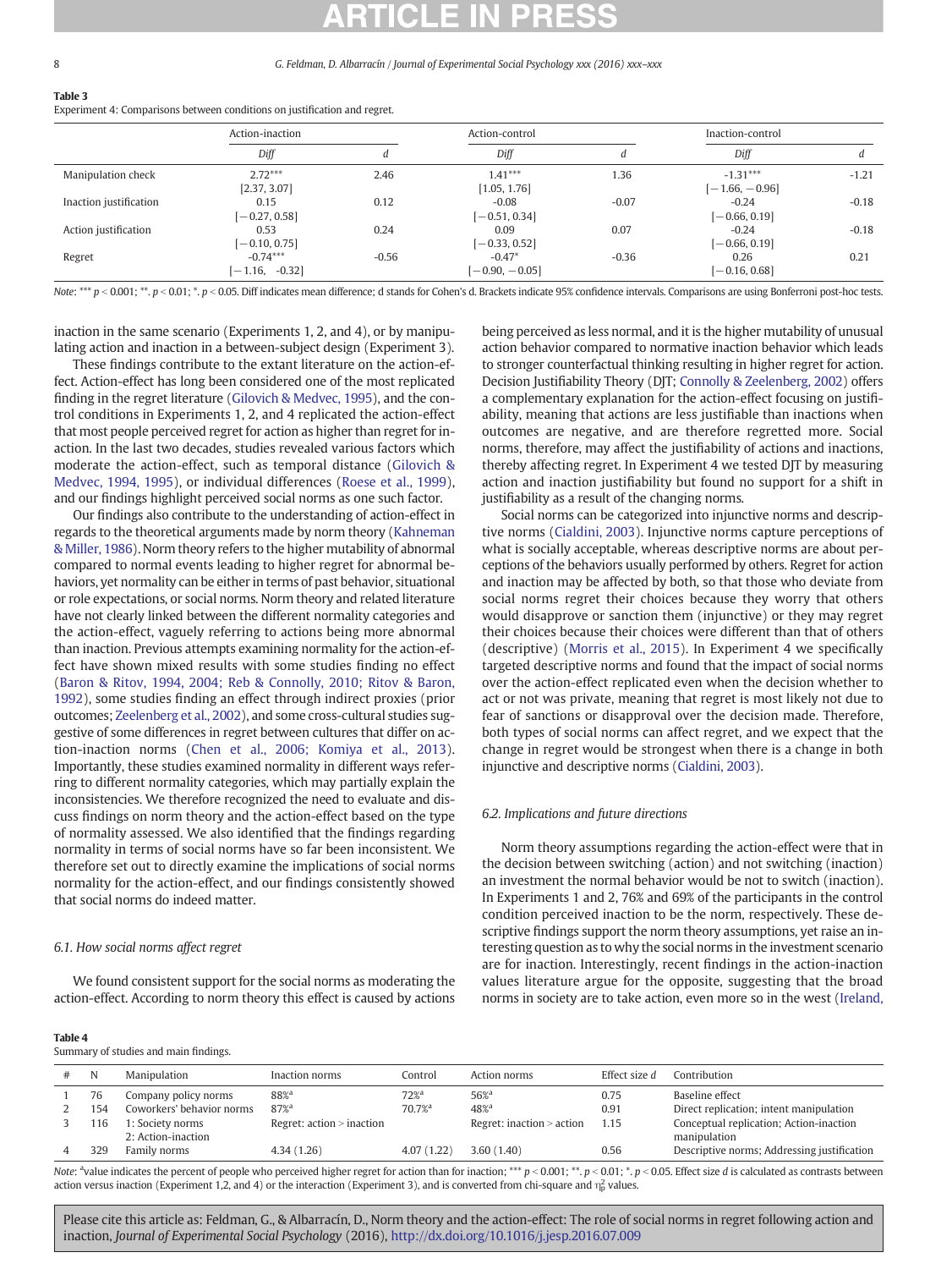**Table 3**
Experiment 4: Comparisons between conditions on justification and regret.

| | Action-inaction | | Action-control | | Inaction-control | |
|---|---|---|---|---|---|---|
| | *Diff* | *d* | *Diff* | *d* | *Diff* | *d* |
| Manipulation check | 2.72*** [2.37, 3.07] | 2.46 | 1.41*** [1.05, 1.76] | 1.36 | -1.31*** [−1.66, −0.96] | -1.21 |
| Inaction justification | 0.15 [−0.27, 0.58] | 0.12 | -0.08 [−0.51, 0.34] | -0.07 | -0.24 [−0.66, 0.19] | -0.18 |
| Action justification | 0.53 [−0.10, 0.75] | 0.24 | 0.09 [−0.33, 0.52] | 0.07 | -0.24 [−0.66, 0.19] | -0.18 |
| Regret | -0.74*** [−1.16, −0.32] | -0.56 | -0.47* [−0.90, −0.05] | -0.36 | 0.26 [−0.16, 0.68] | 0.21 |

*Note*: *** $p < 0.001$; **. $p < 0.01$; *. $p < 0.05$. Diff indicates mean difference; d stands for Cohen's d. Brackets indicate 95% confidence intervals. Comparisons are using Bonferroni post-hoc tests.

inaction in the same scenario (Experiments 1, 2, and 4), or by manipulating action and inaction in a between-subject design (Experiment 3).

These findings contribute to the extant literature on the action-effect. Action-effect has long been considered one of the most replicated finding in the regret literature (Gilovich & Medvec, 1995), and the control conditions in Experiments 1, 2, and 4 replicated the action-effect that most people perceived regret for action as higher than regret for inaction. In the last two decades, studies revealed various factors which moderate the action-effect, such as temporal distance (Gilovich & Medvec, 1994, 1995), or individual differences (Roese et al., 1999), and our findings highlight perceived social norms as one such factor.

Our findings also contribute to the understanding of action-effect in regards to the theoretical arguments made by norm theory (Kahneman & Miller, 1986). Norm theory refers to the higher mutability of abnormal compared to normal events leading to higher regret for abnormal behaviors, yet normality can be either in terms of past behavior, situational or role expectations, or social norms. Norm theory and related literature have not clearly linked between the different normality categories and the action-effect, vaguely referring to actions being more abnormal than inaction. Previous attempts examining normality for the action-effect have shown mixed results with some studies finding no effect (Baron & Ritov, 1994, 2004; Reb & Connolly, 2010; Ritov & Baron, 1992), some studies finding an effect through indirect proxies (prior outcomes; Zeelenberg et al., 2002), and some cross-cultural studies suggestive of some differences in regret between cultures that differ on action-inaction norms (Chen et al., 2006; Komiya et al., 2013). Importantly, these studies examined normality in different ways referring to different normality categories, which may partially explain the inconsistencies. We therefore recognized the need to evaluate and discuss findings on norm theory and the action-effect based on the type of normality assessed. We also identified that the findings regarding normality in terms of social norms have so far been inconsistent. We therefore set out to directly examine the implications of social norms normality for the action-effect, and our findings consistently showed that social norms do indeed matter.

### 6.1. How social norms affect regret

We found consistent support for the social norms as moderating the action-effect. According to norm theory this effect is caused by actions being perceived as less normal, and it is the higher mutability of unusual action behavior compared to normative inaction behavior which leads to stronger counterfactual thinking resulting in higher regret for action. Decision Justifiability Theory (DJT; Connolly & Zeelenberg, 2002) offers a complementary explanation for the action-effect focusing on justifiability, meaning that actions are less justifiable than inactions when outcomes are negative, and are therefore regretted more. Social norms, therefore, may affect the justifiability of actions and inactions, thereby affecting regret. In Experiment 4 we tested DJT by measuring action and inaction justifiability but found no support for a shift in justifiability as a result of the changing norms.

Social norms can be categorized into injunctive norms and descriptive norms (Cialdini, 2003). Injunctive norms capture perceptions of what is socially acceptable, whereas descriptive norms are about perceptions of the behaviors usually performed by others. Regret for action and inaction may be affected by both, so that those who deviate from social norms regret their choices because they worry that others would disapprove or sanction them (injunctive) or they may regret their choices because their choices were different than that of others (descriptive) (Morris et al., 2015). In Experiment 4 we specifically targeted descriptive norms and found that the impact of social norms over the action-effect replicated even when the decision whether to act or not was private, meaning that regret is most likely not due to fear of sanctions or disapproval over the decision made. Therefore, both types of social norms can affect regret, and we expect that the change in regret would be strongest when there is a change in both injunctive and descriptive norms (Cialdini, 2003).

### 6.2. Implications and future directions

Norm theory assumptions regarding the action-effect were that in the decision between switching (action) and not switching (inaction) an investment the normal behavior would be not to switch (inaction). In Experiments 1 and 2, 76% and 69% of the participants in the control condition perceived inaction to be the norm, respectively. These descriptive findings support the norm theory assumptions, yet raise an interesting question as to why the social norms in the investment scenario are for inaction. Interestingly, recent findings in the action-inaction values literature argue for the opposite, suggesting that the broad norms in society are to take action, even more so in the west (Ireland,

**Table 4**
Summary of studies and main findings.

| # | N | Manipulation | Inaction norms | Control | Action norms | Effect size *d* | Contribution |
|---|---|---|---|---|---|---|---|
| 1 | 76 | Company policy norms | 88%[a] | 72%[a] | 56%[a] | 0.75 | Baseline effect |
| 2 | 154 | Coworkers' behavior norms | 87%[a] | 70.7%[a] | 48%[a] | 0.91 | Direct replication; intent manipulation |
| 3 | 116 | 1: Society norms 2: Action-inaction | Regret: action > inaction | | Regret: inaction > action | 1.15 | Conceptual replication; Action-inaction manipulation |
| 4 | 329 | Family norms | 4.34 (1.26) | 4.07 (1.22) | 3.60 (1.40) | 0.56 | Descriptive norms; Addressing justification |

*Note*: [a]value indicates the percent of people who perceived higher regret for action than for inaction; *** $p < 0.001$; **. $p < 0.01$; *. $p < 0.05$. Effect size *d* is calculated as contrasts between action versus inaction (Experiment 1,2, and 4) or the interaction (Experiment 3), and is converted from chi-square and $\eta_p^2$ values.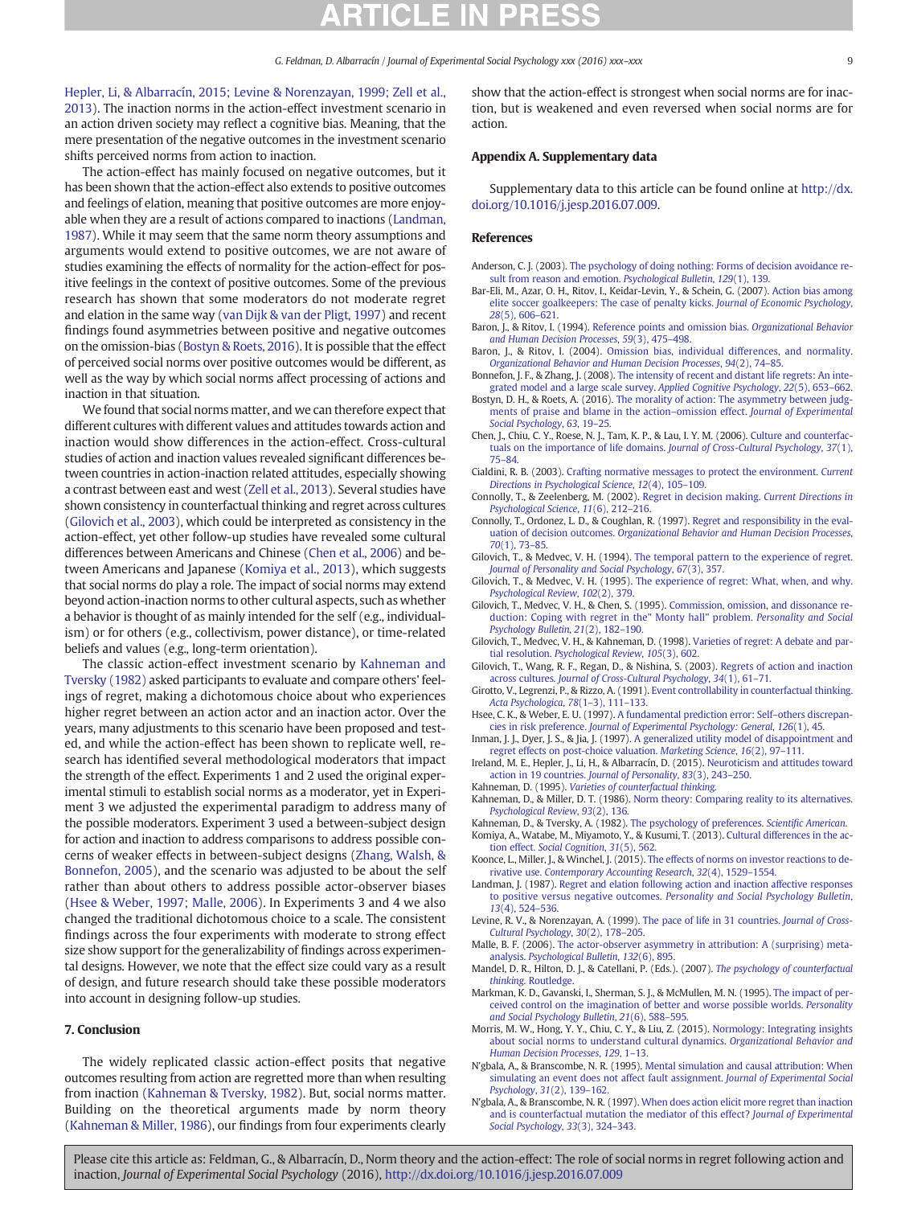Hepler, Li, & Albarracín, 2015; Levine & Norenzayan, 1999; Zell et al., 2013). The inaction norms in the action-effect investment scenario in an action driven society may reflect a cognitive bias. Meaning, that the mere presentation of the negative outcomes in the investment scenario shifts perceived norms from action to inaction.

The action-effect has mainly focused on negative outcomes, but it has been shown that the action-effect also extends to positive outcomes and feelings of elation, meaning that positive outcomes are more enjoyable when they are a result of actions compared to inactions (Landman, 1987). While it may seem that the same norm theory assumptions and arguments would extend to positive outcomes, we are not aware of studies examining the effects of normality for the action-effect for positive feelings in the context of positive outcomes. Some of the previous research has shown that some moderators do not moderate regret and elation in the same way (van Dijk & van der Pligt, 1997) and recent findings found asymmetries between positive and negative outcomes on the omission-bias (Bostyn & Roets, 2016). It is possible that the effect of perceived social norms over positive outcomes would be different, as well as the way by which social norms affect processing of actions and inaction in that situation.

We found that social norms matter, and we can therefore expect that different cultures with different values and attitudes towards action and inaction would show differences in the action-effect. Cross-cultural studies of action and inaction values revealed significant differences between countries in action-inaction related attitudes, especially showing a contrast between east and west (Zell et al., 2013). Several studies have shown consistency in counterfactual thinking and regret across cultures (Gilovich et al., 2003), which could be interpreted as consistency in the action-effect, yet other follow-up studies have revealed some cultural differences between Americans and Chinese (Chen et al., 2006) and between Americans and Japanese (Komiya et al., 2013), which suggests that social norms do play a role. The impact of social norms may extend beyond action-inaction norms to other cultural aspects, such as whether a behavior is thought of as mainly intended for the self (e.g., individualism) or for others (e.g., collectivism, power distance), or time-related beliefs and values (e.g., long-term orientation).

The classic action-effect investment scenario by Kahneman and Tversky (1982) asked participants to evaluate and compare others' feelings of regret, making a dichotomous choice about who experiences higher regret between an action actor and an inaction actor. Over the years, many adjustments to this scenario have been proposed and tested, and while the action-effect has been shown to replicate well, research has identified several methodological moderators that impact the strength of the effect. Experiments 1 and 2 used the original experimental stimuli to establish social norms as a moderator, yet in Experiment 3 we adjusted the experimental paradigm to address many of the possible moderators. Experiment 3 used a between-subject design for action and inaction to address comparisons to address possible concerns of weaker effects in between-subject designs (Zhang, Walsh, & Bonnefon, 2005), and the scenario was adjusted to be about the self rather than about others to address possible actor-observer biases (Hsee & Weber, 1997; Malle, 2006). In Experiments 3 and 4 we also changed the traditional dichotomous choice to a scale. The consistent findings across the four experiments with moderate to strong effect size show support for the generalizability of findings across experimental designs. However, we note that the effect size could vary as a result of design, and future research should take these possible moderators into account in designing follow-up studies.

## 7. Conclusion

The widely replicated classic action-effect posits that negative outcomes resulting from action are regretted more than when resulting from inaction (Kahneman & Tversky, 1982). But, social norms matter. Building on the theoretical arguments made by norm theory (Kahneman & Miller, 1986), our findings from four experiments clearly show that the action-effect is strongest when social norms are for inaction, but is weakened and even reversed when social norms are for action.

## Appendix A. Supplementary data

Supplementary data to this article can be found online at http://dx.doi.org/10.1016/j.jesp.2016.07.009.

## References

Anderson, C. J. (2003). The psychology of doing nothing: Forms of decision avoidance result from reason and emotion. *Psychological Bulletin*, *129*(1), 139.

Bar-Eli, M., Azar, O. H., Ritov, I., Keidar-Levin, Y., & Schein, G. (2007). Action bias among elite soccer goalkeepers: The case of penalty kicks. *Journal of Economic Psychology*, *28*(5), 606–621.

Baron, J., & Ritov, I. (1994). Reference points and omission bias. *Organizational Behavior and Human Decision Processes*, *59*(3), 475–498.

Baron, J., & Ritov, I. (2004). Omission bias, individual differences, and normality. *Organizational Behavior and Human Decision Processes*, *94*(2), 74–85.

Bonnefon, J. F., & Zhang, J. (2008). The intensity of recent and distant life regrets: An integrated model and a large scale survey. *Applied Cognitive Psychology*, *22*(5), 653–662.

Bostyn, D. H., & Roets, A. (2016). The morality of action: The asymmetry between judgments of praise and blame in the action–omission effect. *Journal of Experimental Social Psychology*, *63*, 19–25.

Chen, J., Chiu, C. Y., Roese, N. J., Tam, K. P., & Lau, I. Y. M. (2006). Culture and counterfactuals on the importance of life domains. *Journal of Cross-Cultural Psychology*, *37*(1), 75–84.

Cialdini, R. B. (2003). Crafting normative messages to protect the environment. *Current Directions in Psychological Science*, *12*(4), 105–109.

Connolly, T., & Zeelenberg, M. (2002). Regret in decision making. *Current Directions in Psychological Science*, *11*(6), 212–216.

Connolly, T., Ordonez, L. D., & Coughlan, R. (1997). Regret and responsibility in the evaluation of decision outcomes. *Organizational Behavior and Human Decision Processes*, *70*(1), 73–85.

Gilovich, T., & Medvec, V. H. (1994). The temporal pattern to the experience of regret. *Journal of Personality and Social Psychology*, *67*(3), 357.

Gilovich, T., & Medvec, V. H. (1995). The experience of regret: What, when, and why. *Psychological Review*, *102*(2), 379.

Gilovich, T., Medvec, V. H., & Chen, S. (1995). Commission, omission, and dissonance reduction: Coping with regret in the" Monty hall" problem. *Personality and Social Psychology Bulletin*, *21*(2), 182–190.

Gilovich, T., Medvec, V. H., & Kahneman, D. (1998). Varieties of regret: A debate and partial resolution. *Psychological Review*, *105*(3), 602.

Gilovich, T., Wang, R. F., Regan, D., & Nishina, S. (2003). Regrets of action and inaction across cultures. *Journal of Cross-Cultural Psychology*, *34*(1), 61–71.

Girotto, V., Legrenzi, P., & Rizzo, A. (1991). Event controllability in counterfactual thinking. *Acta Psychologica*, *78*(1–3), 111–133.

Hsee, C. K., & Weber, E. U. (1997). A fundamental prediction error: Self–others discrepancies in risk preference. *Journal of Experimental Psychology: General*, *126*(1), 45.

Inman, J. J., Dyer, J. S., & Jia, J. (1997). A generalized utility model of disappointment and regret effects on post-choice valuation. *Marketing Science*, *16*(2), 97–111.

Ireland, M. E., Hepler, J., Li, H., & Albarracín, D. (2015). Neuroticism and attitudes toward action in 19 countries. *Journal of Personality*, *83*(3), 243–250.

Kahneman, D. (1995). *Varieties of counterfactual thinking.*

Kahneman, D., & Miller, D. T. (1986). Norm theory: Comparing reality to its alternatives. *Psychological Review*, *93*(2), 136.

Kahneman, D., & Tversky, A. (1982). The psychology of preferences. *Scientific American.*

Komiya, A., Watabe, M., Miyamoto, Y., & Kusumi, T. (2013). Cultural differences in the action effect. *Social Cognition*, *31*(5), 562.

Koonce, L., Miller, J., & Winchel, J. (2015). The effects of norms on investor reactions to derivative use. *Contemporary Accounting Research*, *32*(4), 1529–1554.

Landman, J. (1987). Regret and elation following action and inaction affective responses to positive versus negative outcomes. *Personality and Social Psychology Bulletin*, *13*(4), 524–536.

Levine, R. V., & Norenzayan, A. (1999). The pace of life in 31 countries. *Journal of Cross-Cultural Psychology*, *30*(2), 178–205.

Malle, B. F. (2006). The actor-observer asymmetry in attribution: A (surprising) meta-analysis. *Psychological Bulletin*, *132*(6), 895.

Mandel, D. R., Hilton, D. J., & Catellani, P. (Eds.). (2007). *The psychology of counterfactual thinking.* Routledge.

Markman, K. D., Gavanski, I., Sherman, S. J., & McMullen, M. N. (1995). The impact of perceived control on the imagination of better and worse possible worlds. *Personality and Social Psychology Bulletin*, *21*(6), 588–595.

Morris, M. W., Hong, Y. Y., Chiu, C. Y., & Liu, Z. (2015). Normology: Integrating insights about social norms to understand cultural dynamics. *Organizational Behavior and Human Decision Processes*, *129*, 1–13.

N'gbala, A., & Branscombe, N. R. (1995). Mental simulation and causal attribution: When simulating an event does not affect fault assignment. *Journal of Experimental Social Psychology*, *31*(2), 139–162.

N'gbala, A., & Branscombe, N. R. (1997). When does action elicit more regret than inaction and is counterfactual mutation the mediator of this effect? *Journal of Experimental Social Psychology*, *33*(3), 324–343.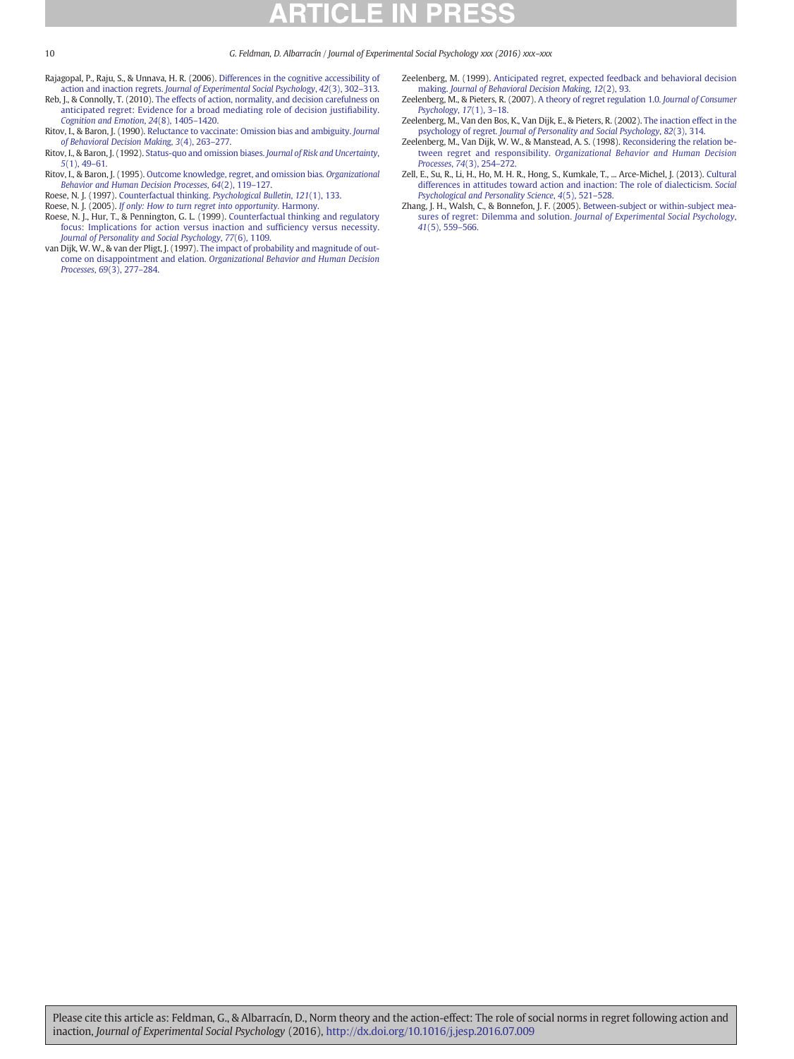Rajagopal, P., Raju, S., & Unnava, H. R. (2006). Differences in the cognitive accessibility of action and inaction regrets. *Journal of Experimental Social Psychology*, *42*(3), 302–313.

Reb, J., & Connolly, T. (2010). The effects of action, normality, and decision carefulness on anticipated regret: Evidence for a broad mediating role of decision justifiability. *Cognition and Emotion*, *24*(8), 1405–1420.

Ritov, I., & Baron, J. (1990). Reluctance to vaccinate: Omission bias and ambiguity. *Journal of Behavioral Decision Making*, *3*(4), 263–277.

Ritov, I., & Baron, J. (1992). Status-quo and omission biases. *Journal of Risk and Uncertainty*, *5*(1), 49–61.

Ritov, I., & Baron, J. (1995). Outcome knowledge, regret, and omission bias. *Organizational Behavior and Human Decision Processes*, *64*(2), 119–127.

Roese, N. J. (1997). Counterfactual thinking. *Psychological Bulletin*, *121*(1), 133.

Roese, N. J. (2005). *If only: How to turn regret into opportunity*. Harmony.

Roese, N. J., Hur, T., & Pennington, G. L. (1999). Counterfactual thinking and regulatory focus: Implications for action versus inaction and sufficiency versus necessity. *Journal of Personality and Social Psychology*, *77*(6), 1109.

van Dijk, W. W., & van der Pligt, J. (1997). The impact of probability and magnitude of outcome on disappointment and elation. *Organizational Behavior and Human Decision Processes*, *69*(3), 277–284.

Zeelenberg, M. (1999). Anticipated regret, expected feedback and behavioral decision making. *Journal of Behavioral Decision Making*, *12*(2), 93.

Zeelenberg, M., & Pieters, R. (2007). A theory of regret regulation 1.0. *Journal of Consumer Psychology*, *17*(1), 3–18.

Zeelenberg, M., Van den Bos, K., Van Dijk, E., & Pieters, R. (2002). The inaction effect in the psychology of regret. *Journal of Personality and Social Psychology*, *82*(3), 314.

Zeelenberg, M., Van Dijk, W. W., & Manstead, A. S. (1998). Reconsidering the relation between regret and responsibility. *Organizational Behavior and Human Decision Processes*, *74*(3), 254–272.

Zell, E., Su, R., Li, H., Ho, M. H. R., Hong, S., Kumkale, T., ... Arce-Michel, J. (2013). Cultural differences in attitudes toward action and inaction: The role of dialecticism. *Social Psychological and Personality Science*, *4*(5), 521–528.

Zhang, J. H., Walsh, C., & Bonnefon, J. F. (2005). Between-subject or within-subject measures of regret: Dilemma and solution. *Journal of Experimental Social Psychology*, *41*(5), 559–566.

Please cite this article as: Feldman, G., & Albarracín, D., Norm theory and the action-effect: The role of social norms in regret following action and inaction, *Journal of Experimental Social Psychology* (2016), http://dx.doi.org/10.1016/j.jesp.2016.07.009